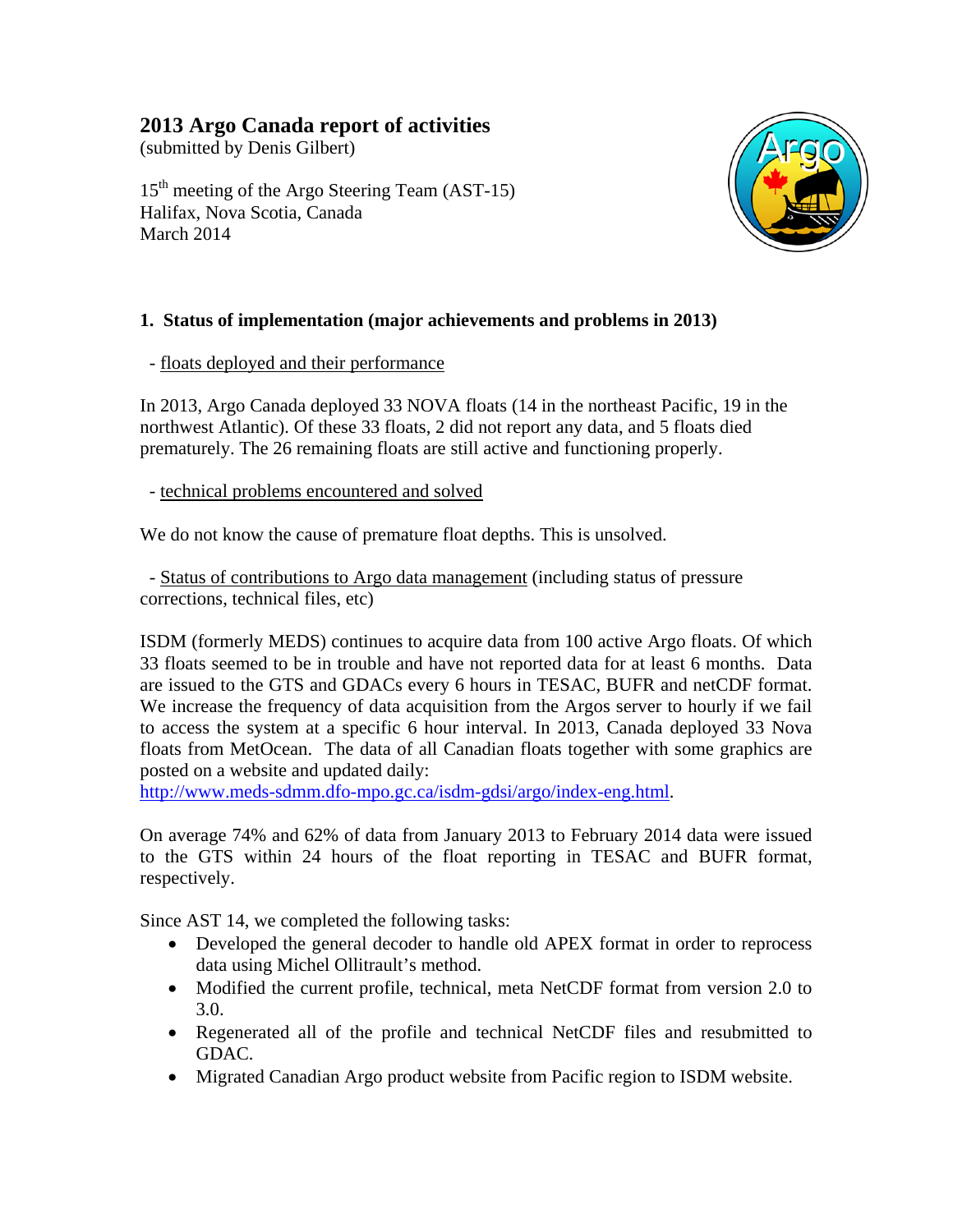# 2013 Argo Canada report of activities

(submitted by Denis Gilbert)

15th meeting of the Argo Steering Team (AST-15)
Halifax, Nova Scotia, Canada
March 2014

## 1. Status of implementation (major achievements and problems in 2013)

- floats deployed and their performance

In 2013, Argo Canada deployed 33 NOVA floats (14 in the northeast Pacific, 19 in the northwest Atlantic). Of these 33 floats, 2 did not report any data, and 5 floats died prematurely. The 26 remaining floats are still active and functioning properly.

- technical problems encountered and solved

We do not know the cause of premature float depths. This is unsolved.

- Status of contributions to Argo data management (including status of pressure corrections, technical files, etc)

ISDM (formerly MEDS) continues to acquire data from 100 active Argo floats. Of which 33 floats seemed to be in trouble and have not reported data for at least 6 months. Data are issued to the GTS and GDACs every 6 hours in TESAC, BUFR and netCDF format. We increase the frequency of data acquisition from the Argos server to hourly if we fail to access the system at a specific 6 hour interval. In 2013, Canada deployed 33 Nova floats from MetOcean. The data of all Canadian floats together with some graphics are posted on a website and updated daily:
http://www.meds-sdmm.dfo-mpo.gc.ca/isdm-gdsi/argo/index-eng.html.

On average 74% and 62% of data from January 2013 to February 2014 data were issued to the GTS within 24 hours of the float reporting in TESAC and BUFR format, respectively.

Since AST 14, we completed the following tasks:

- Developed the general decoder to handle old APEX format in order to reprocess data using Michel Ollitrault's method.
- Modified the current profile, technical, meta NetCDF format from version 2.0 to 3.0.
- Regenerated all of the profile and technical NetCDF files and resubmitted to GDAC.
- Migrated Canadian Argo product website from Pacific region to ISDM website.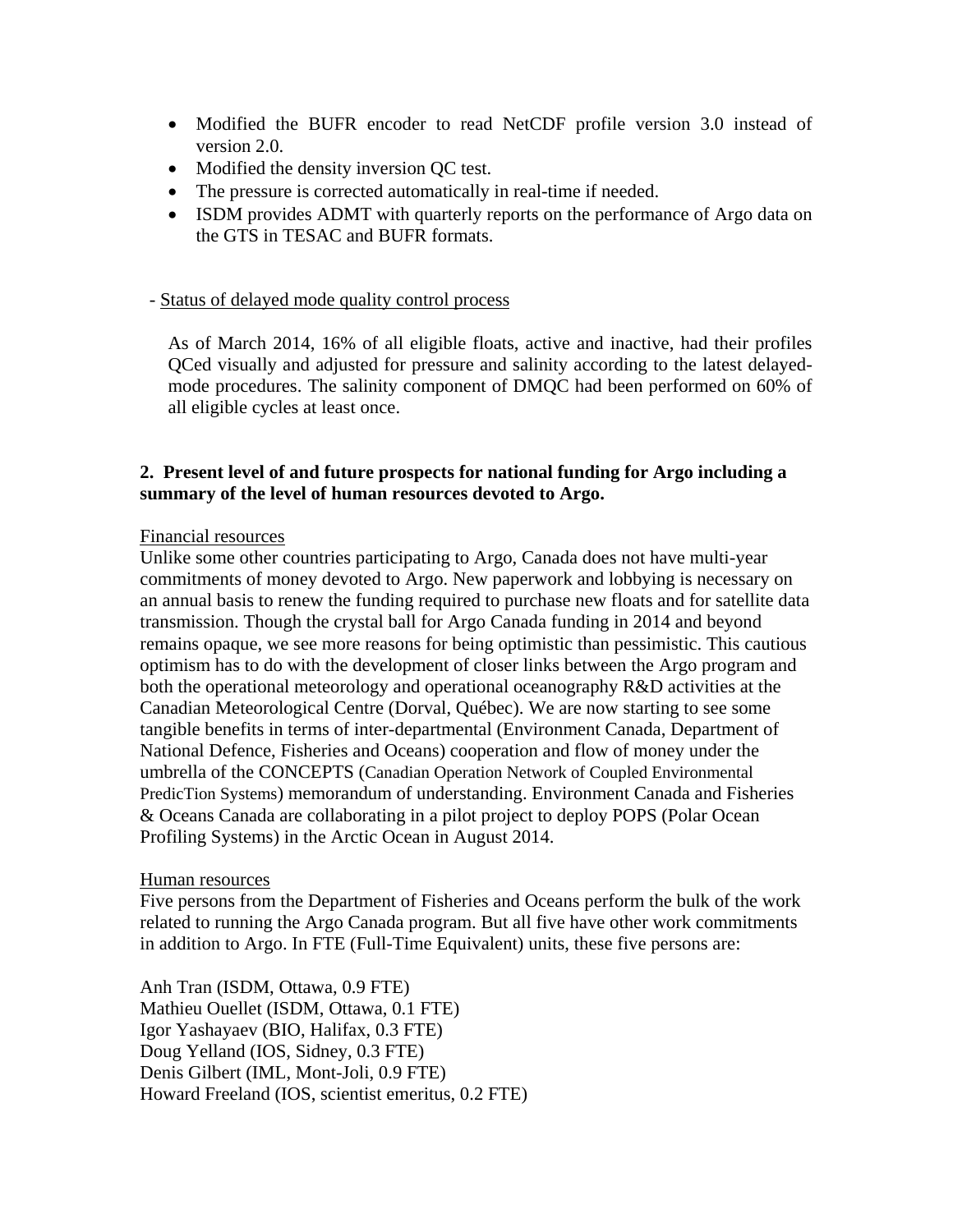- Modified the BUFR encoder to read NetCDF profile version 3.0 instead of version 2.0.
- Modified the density inversion QC test.
- The pressure is corrected automatically in real-time if needed.
- ISDM provides ADMT with quarterly reports on the performance of Argo data on the GTS in TESAC and BUFR formats.

- <u>Status of delayed mode quality control process</u>

As of March 2014, 16% of all eligible floats, active and inactive, had their profiles QCed visually and adjusted for pressure and salinity according to the latest delayed-mode procedures. The salinity component of DMQC had been performed on 60% of all eligible cycles at least once.

**2. Present level of and future prospects for national funding for Argo including a summary of the level of human resources devoted to Argo.**

<u>Financial resources</u>

Unlike some other countries participating to Argo, Canada does not have multi-year commitments of money devoted to Argo. New paperwork and lobbying is necessary on an annual basis to renew the funding required to purchase new floats and for satellite data transmission. Though the crystal ball for Argo Canada funding in 2014 and beyond remains opaque, we see more reasons for being optimistic than pessimistic. This cautious optimism has to do with the development of closer links between the Argo program and both the operational meteorology and operational oceanography R&D activities at the Canadian Meteorological Centre (Dorval, Québec). We are now starting to see some tangible benefits in terms of inter-departmental (Environment Canada, Department of National Defence, Fisheries and Oceans) cooperation and flow of money under the umbrella of the CONCEPTS (Canadian Operation Network of Coupled Environmental PredicTion Systems) memorandum of understanding. Environment Canada and Fisheries & Oceans Canada are collaborating in a pilot project to deploy POPS (Polar Ocean Profiling Systems) in the Arctic Ocean in August 2014.

<u>Human resources</u>

Five persons from the Department of Fisheries and Oceans perform the bulk of the work related to running the Argo Canada program. But all five have other work commitments in addition to Argo. In FTE (Full-Time Equivalent) units, these five persons are:

Anh Tran (ISDM, Ottawa, 0.9 FTE)
Mathieu Ouellet (ISDM, Ottawa, 0.1 FTE)
Igor Yashayaev (BIO, Halifax, 0.3 FTE)
Doug Yelland (IOS, Sidney, 0.3 FTE)
Denis Gilbert (IML, Mont-Joli, 0.9 FTE)
Howard Freeland (IOS, scientist emeritus, 0.2 FTE)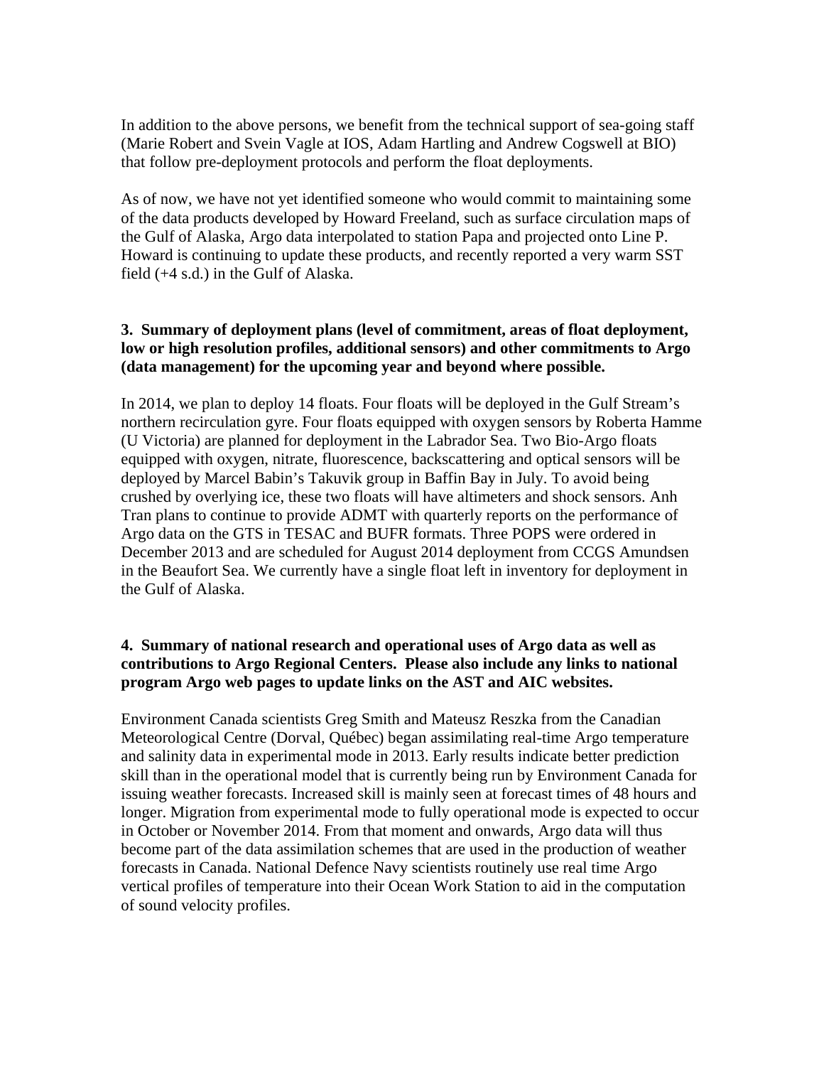In addition to the above persons, we benefit from the technical support of sea-going staff (Marie Robert and Svein Vagle at IOS, Adam Hartling and Andrew Cogswell at BIO) that follow pre-deployment protocols and perform the float deployments.

As of now, we have not yet identified someone who would commit to maintaining some of the data products developed by Howard Freeland, such as surface circulation maps of the Gulf of Alaska, Argo data interpolated to station Papa and projected onto Line P. Howard is continuing to update these products, and recently reported a very warm SST field (+4 s.d.) in the Gulf of Alaska.

**3. Summary of deployment plans (level of commitment, areas of float deployment, low or high resolution profiles, additional sensors) and other commitments to Argo (data management) for the upcoming year and beyond where possible.**

In 2014, we plan to deploy 14 floats. Four floats will be deployed in the Gulf Stream's northern recirculation gyre. Four floats equipped with oxygen sensors by Roberta Hamme (U Victoria) are planned for deployment in the Labrador Sea. Two Bio-Argo floats equipped with oxygen, nitrate, fluorescence, backscattering and optical sensors will be deployed by Marcel Babin's Takuvik group in Baffin Bay in July. To avoid being crushed by overlying ice, these two floats will have altimeters and shock sensors. Anh Tran plans to continue to provide ADMT with quarterly reports on the performance of Argo data on the GTS in TESAC and BUFR formats. Three POPS were ordered in December 2013 and are scheduled for August 2014 deployment from CCGS Amundsen in the Beaufort Sea. We currently have a single float left in inventory for deployment in the Gulf of Alaska.

**4. Summary of national research and operational uses of Argo data as well as contributions to Argo Regional Centers. Please also include any links to national program Argo web pages to update links on the AST and AIC websites.**

Environment Canada scientists Greg Smith and Mateusz Reszka from the Canadian Meteorological Centre (Dorval, Québec) began assimilating real-time Argo temperature and salinity data in experimental mode in 2013. Early results indicate better prediction skill than in the operational model that is currently being run by Environment Canada for issuing weather forecasts. Increased skill is mainly seen at forecast times of 48 hours and longer. Migration from experimental mode to fully operational mode is expected to occur in October or November 2014. From that moment and onwards, Argo data will thus become part of the data assimilation schemes that are used in the production of weather forecasts in Canada. National Defence Navy scientists routinely use real time Argo vertical profiles of temperature into their Ocean Work Station to aid in the computation of sound velocity profiles.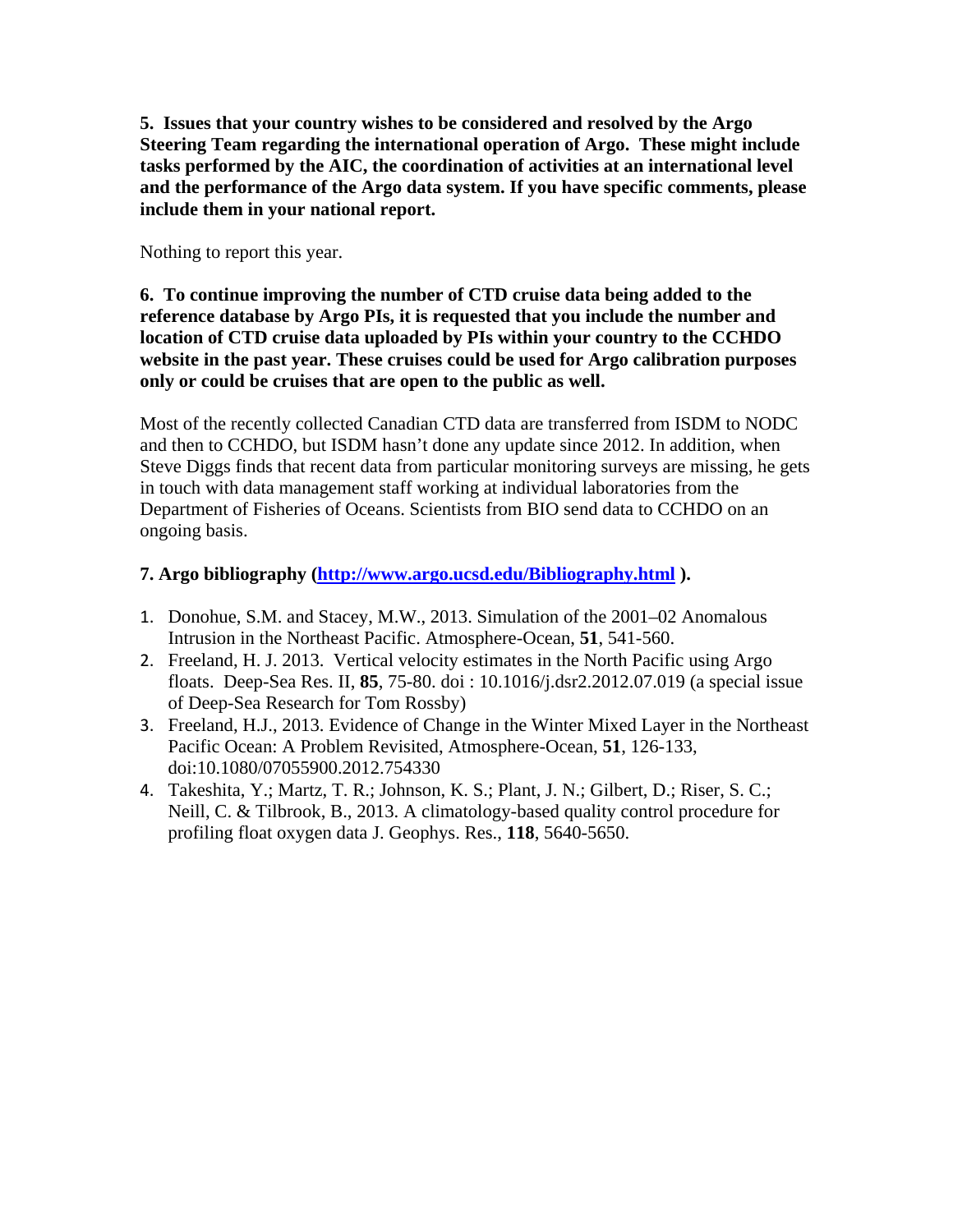**5. Issues that your country wishes to be considered and resolved by the Argo Steering Team regarding the international operation of Argo. These might include tasks performed by the AIC, the coordination of activities at an international level and the performance of the Argo data system. If you have specific comments, please include them in your national report.**

Nothing to report this year.

**6. To continue improving the number of CTD cruise data being added to the reference database by Argo PIs, it is requested that you include the number and location of CTD cruise data uploaded by PIs within your country to the CCHDO website in the past year. These cruises could be used for Argo calibration purposes only or could be cruises that are open to the public as well.**

Most of the recently collected Canadian CTD data are transferred from ISDM to NODC and then to CCHDO, but ISDM hasn't done any update since 2012. In addition, when Steve Diggs finds that recent data from particular monitoring surveys are missing, he gets in touch with data management staff working at individual laboratories from the Department of Fisheries of Oceans. Scientists from BIO send data to CCHDO on an ongoing basis.

**7. Argo bibliography (http://www.argo.ucsd.edu/Bibliography.html ).**

1. Donohue, S.M. and Stacey, M.W., 2013. Simulation of the 2001–02 Anomalous Intrusion in the Northeast Pacific. Atmosphere-Ocean, **51**, 541-560.
2. Freeland, H. J. 2013. Vertical velocity estimates in the North Pacific using Argo floats. Deep-Sea Res. II, **85**, 75-80. doi : 10.1016/j.dsr2.2012.07.019 (a special issue of Deep-Sea Research for Tom Rossby)
3. Freeland, H.J., 2013. Evidence of Change in the Winter Mixed Layer in the Northeast Pacific Ocean: A Problem Revisited, Atmosphere-Ocean, **51**, 126-133, doi:10.1080/07055900.2012.754330
4. Takeshita, Y.; Martz, T. R.; Johnson, K. S.; Plant, J. N.; Gilbert, D.; Riser, S. C.; Neill, C. & Tilbrook, B., 2013. A climatology-based quality control procedure for profiling float oxygen data J. Geophys. Res., **118**, 5640-5650.